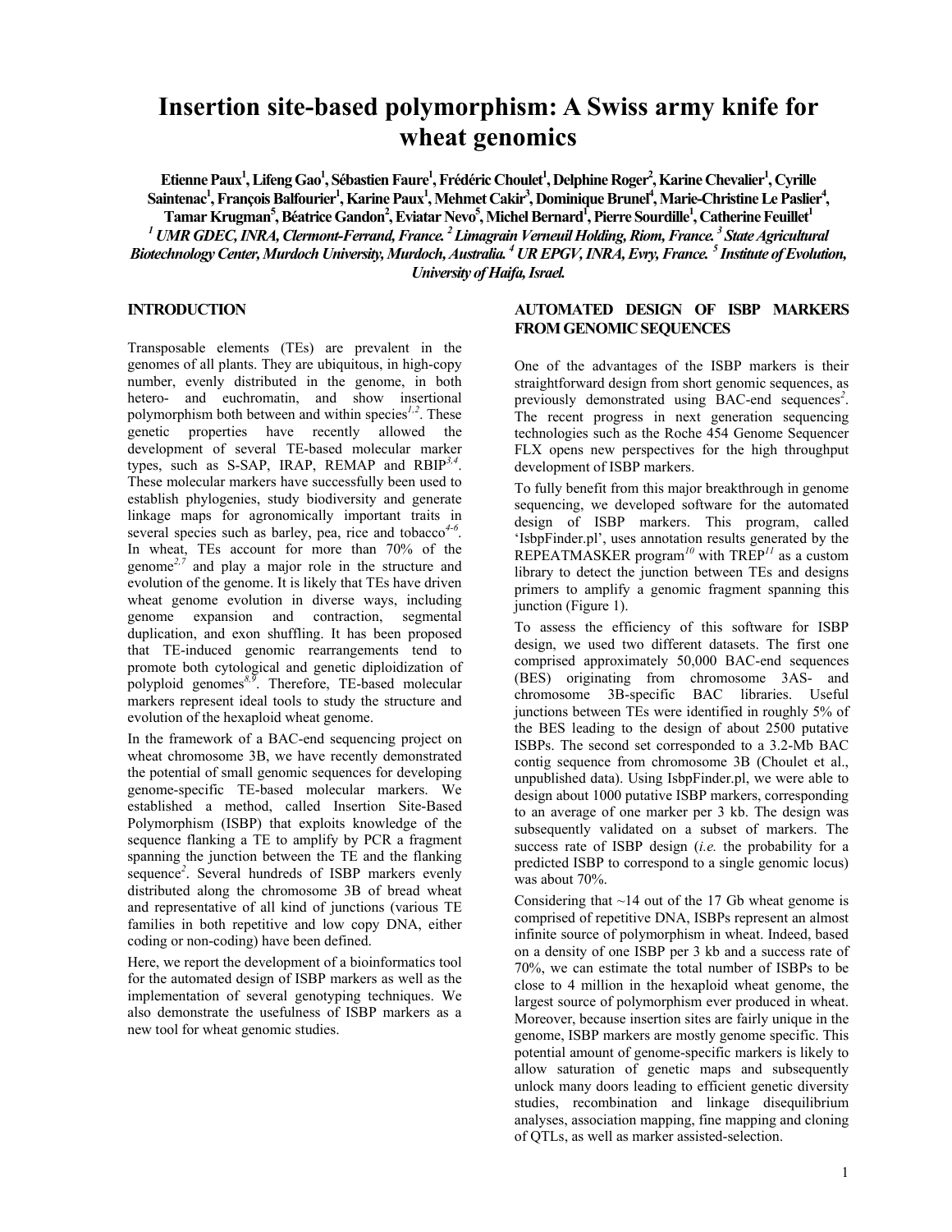# Insertion site-based polymorphism: A Swiss army knife for wheat genomics

**Etienne Paux[1], Lifeng Gao[1], Sébastien Faure[1], Frédéric Choulet[1], Delphine Roger[2], Karine Chevalier[1], Cyrille Saintenac[1], François Balfourier[1], Karine Paux[1], Mehmet Cakir[3], Dominique Brunel[4], Marie-Christine Le Paslier[4], Tamar Krugman[5], Béatrice Gandon[2], Eviatar Nevo[5], Michel Bernard[1], Pierre Sourdille[1], Catherine Feuillet[1]**

***[1] UMR GDEC, INRA, Clermont-Ferrand, France. [2] Limagrain Verneuil Holding, Riom, France. [3] State Agricultural Biotechnology Center, Murdoch University, Murdoch, Australia. [4] UR EPGV, INRA, Evry, France. [5] Institute of Evolution, University of Haifa, Israel.***

## INTRODUCTION

Transposable elements (TEs) are prevalent in the genomes of all plants. They are ubiquitous, in high-copy number, evenly distributed in the genome, in both hetero- and euchromatin, and show insertional polymorphism both between and within species[1,2]. These genetic properties have recently allowed the development of several TE-based molecular marker types, such as S-SAP, IRAP, REMAP and RBIP[3,4]. These molecular markers have successfully been used to establish phylogenies, study biodiversity and generate linkage maps for agronomically important traits in several species such as barley, pea, rice and tobacco[4-6]. In wheat, TEs account for more than 70% of the genome[2,7] and play a major role in the structure and evolution of the genome. It is likely that TEs have driven wheat genome evolution in diverse ways, including genome expansion and contraction, segmental duplication, and exon shuffling. It has been proposed that TE-induced genomic rearrangements tend to promote both cytological and genetic diploidization of polyploid genomes[8,9]. Therefore, TE-based molecular markers represent ideal tools to study the structure and evolution of the hexaploid wheat genome.

In the framework of a BAC-end sequencing project on wheat chromosome 3B, we have recently demonstrated the potential of small genomic sequences for developing genome-specific TE-based molecular markers. We established a method, called Insertion Site-Based Polymorphism (ISBP) that exploits knowledge of the sequence flanking a TE to amplify by PCR a fragment spanning the junction between the TE and the flanking sequence[2]. Several hundreds of ISBP markers evenly distributed along the chromosome 3B of bread wheat and representative of all kind of junctions (various TE families in both repetitive and low copy DNA, either coding or non-coding) have been defined.

Here, we report the development of a bioinformatics tool for the automated design of ISBP markers as well as the implementation of several genotyping techniques. We also demonstrate the usefulness of ISBP markers as a new tool for wheat genomic studies.

## AUTOMATED DESIGN OF ISBP MARKERS FROM GENOMIC SEQUENCES

One of the advantages of the ISBP markers is their straightforward design from short genomic sequences, as previously demonstrated using BAC-end sequences[2]. The recent progress in next generation sequencing technologies such as the Roche 454 Genome Sequencer FLX opens new perspectives for the high throughput development of ISBP markers.

To fully benefit from this major breakthrough in genome sequencing, we developed software for the automated design of ISBP markers. This program, called 'IsbpFinder.pl', uses annotation results generated by the REPEATMASKER program[10] with TREP[11] as a custom library to detect the junction between TEs and designs primers to amplify a genomic fragment spanning this junction (Figure 1).

To assess the efficiency of this software for ISBP design, we used two different datasets. The first one comprised approximately 50,000 BAC-end sequences (BES) originating from chromosome 3AS- and chromosome 3B-specific BAC libraries. Useful junctions between TEs were identified in roughly 5% of the BES leading to the design of about 2500 putative ISBPs. The second set corresponded to a 3.2-Mb BAC contig sequence from chromosome 3B (Choulet et al., unpublished data). Using IsbpFinder.pl, we were able to design about 1000 putative ISBP markers, corresponding to an average of one marker per 3 kb. The design was subsequently validated on a subset of markers. The success rate of ISBP design (*i.e.* the probability for a predicted ISBP to correspond to a single genomic locus) was about 70%.

Considering that ~14 out of the 17 Gb wheat genome is comprised of repetitive DNA, ISBPs represent an almost infinite source of polymorphism in wheat. Indeed, based on a density of one ISBP per 3 kb and a success rate of 70%, we can estimate the total number of ISBPs to be close to 4 million in the hexaploid wheat genome, the largest source of polymorphism ever produced in wheat. Moreover, because insertion sites are fairly unique in the genome, ISBP markers are mostly genome specific. This potential amount of genome-specific markers is likely to allow saturation of genetic maps and subsequently unlock many doors leading to efficient genetic diversity studies, recombination and linkage disequilibrium analyses, association mapping, fine mapping and cloning of QTLs, as well as marker assisted-selection.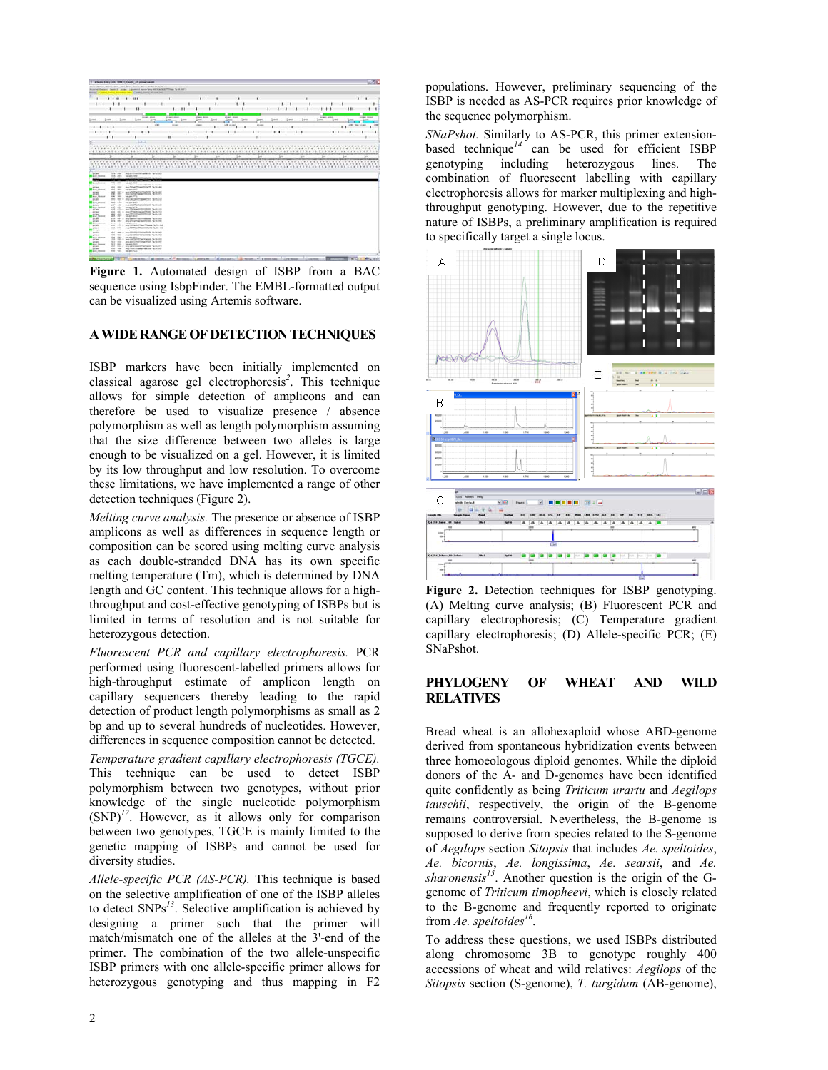**Figure 1.** Automated design of ISBP from a BAC sequence using IsbpFinder. The EMBL-formatted output can be visualized using Artemis software.

## A WIDE RANGE OF DETECTION TECHNIQUES

ISBP markers have been initially implemented on classical agarose gel electrophoresis[2]. This technique allows for simple detection of amplicons and can therefore be used to visualize presence / absence polymorphism as well as length polymorphism assuming that the size difference between two alleles is large enough to be visualized on a gel. However, it is limited by its low throughput and low resolution. To overcome these limitations, we have implemented a range of other detection techniques (Figure 2).

*Melting curve analysis.* The presence or absence of ISBP amplicons as well as differences in sequence length or composition can be scored using melting curve analysis as each double-stranded DNA has its own specific melting temperature (Tm), which is determined by DNA length and GC content. This technique allows for a high-throughput and cost-effective genotyping of ISBPs but is limited in terms of resolution and is not suitable for heterozygous detection.

*Fluorescent PCR and capillary electrophoresis.* PCR performed using fluorescent-labelled primers allows for high-throughput estimate of amplicon length on capillary sequencers thereby leading to the rapid detection of product length polymorphisms as small as 2 bp and up to several hundreds of nucleotides. However, differences in sequence composition cannot be detected.

*Temperature gradient capillary electrophoresis (TGCE).* This technique can be used to detect ISBP polymorphism between two genotypes, without prior knowledge of the single nucleotide polymorphism (SNP)[12]. However, as it allows only for comparison between two genotypes, TGCE is mainly limited to the genetic mapping of ISBPs and cannot be used for diversity studies.

*Allele-specific PCR (AS-PCR).* This technique is based on the selective amplification of one of the ISBP alleles to detect SNPs[13]. Selective amplification is achieved by designing a primer such that the primer will match/mismatch one of the alleles at the 3'-end of the primer. The combination of the two allele-unspecific ISBP primers with one allele-specific primer allows for heterozygous genotyping and thus mapping in F2 populations. However, preliminary sequencing of the ISBP is needed as AS-PCR requires prior knowledge of the sequence polymorphism.

*SNaPshot.* Similarly to AS-PCR, this primer extension-based technique[14] can be used for efficient ISBP genotyping including heterozygous lines. The combination of fluorescent labelling with capillary electrophoresis allows for marker multiplexing and high-throughput genotyping. However, due to the repetitive nature of ISBPs, a preliminary amplification is required to specifically target a single locus.

**Figure 2.** Detection techniques for ISBP genotyping. (A) Melting curve analysis; (B) Fluorescent PCR and capillary electrophoresis; (C) Temperature gradient capillary electrophoresis; (D) Allele-specific PCR; (E) SNaPshot.

## PHYLOGENY OF WHEAT AND WILD RELATIVES

Bread wheat is an allohexaploid whose ABD-genome derived from spontaneous hybridization events between three homoeologous diploid genomes. While the diploid donors of the A- and D-genomes have been identified quite confidently as being *Triticum urartu* and *Aegilops tauschii*, respectively, the origin of the B-genome remains controversial. Nevertheless, the B-genome is supposed to derive from species related to the S-genome of *Aegilops* section *Sitopsis* that includes *Ae. speltoides*, *Ae. bicornis*, *Ae. longissima*, *Ae. searsii*, and *Ae. sharonensis*[15]. Another question is the origin of the G-genome of *Triticum timopheevi*, which is closely related to the B-genome and frequently reported to originate from *Ae. speltoides*[16].

To address these questions, we used ISBPs distributed along chromosome 3B to genotype roughly 400 accessions of wheat and wild relatives: *Aegilops* of the *Sitopsis* section (S-genome), *T. turgidum* (AB-genome),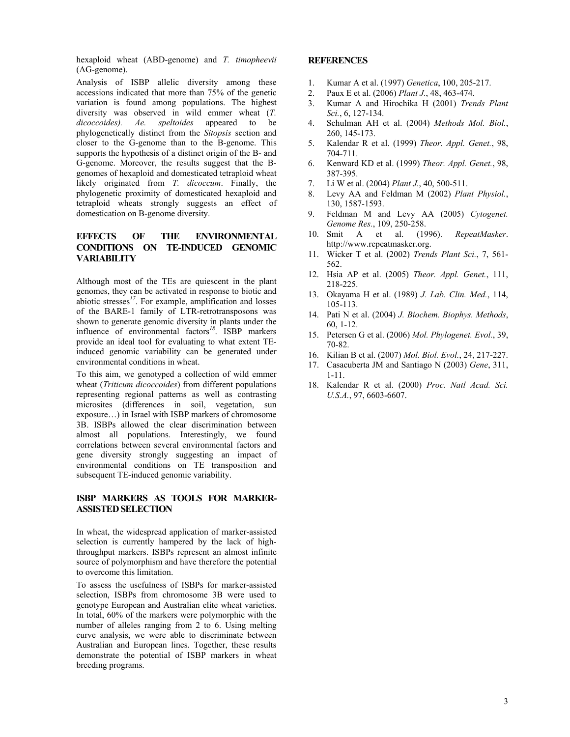hexaploid wheat (ABD-genome) and *T. timopheevii* (AG-genome).

Analysis of ISBP allelic diversity among these accessions indicated that more than 75% of the genetic variation is found among populations. The highest diversity was observed in wild emmer wheat (*T. dicoccoides). Ae. speltoides* appeared to be phylogenetically distinct from the *Sitopsis* section and closer to the G-genome than to the B-genome. This supports the hypothesis of a distinct origin of the B- and G-genome. Moreover, the results suggest that the B-genomes of hexaploid and domesticated tetraploid wheat likely originated from *T. dicoccum*. Finally, the phylogenetic proximity of domesticated hexaploid and tetraploid wheats strongly suggests an effect of domestication on B-genome diversity.

## EFFECTS OF THE ENVIRONMENTAL CONDITIONS ON TE-INDUCED GENOMIC VARIABILITY

Although most of the TEs are quiescent in the plant genomes, they can be activated in response to biotic and abiotic stresses[17]. For example, amplification and losses of the BARE-1 family of LTR-retrotransposons was shown to generate genomic diversity in plants under the influence of environmental factors[18]. ISBP markers provide an ideal tool for evaluating to what extent TE-induced genomic variability can be generated under environmental conditions in wheat.

To this aim, we genotyped a collection of wild emmer wheat (*Triticum dicoccoides*) from different populations representing regional patterns as well as contrasting microsites (differences in soil, vegetation, sun exposure…) in Israel with ISBP markers of chromosome 3B. ISBPs allowed the clear discrimination between almost all populations. Interestingly, we found correlations between several environmental factors and gene diversity strongly suggesting an impact of environmental conditions on TE transposition and subsequent TE-induced genomic variability.

## ISBP MARKERS AS TOOLS FOR MARKER-ASSISTED SELECTION

In wheat, the widespread application of marker-assisted selection is currently hampered by the lack of high-throughput markers. ISBPs represent an almost infinite source of polymorphism and have therefore the potential to overcome this limitation.

To assess the usefulness of ISBPs for marker-assisted selection, ISBPs from chromosome 3B were used to genotype European and Australian elite wheat varieties. In total, 60% of the markers were polymorphic with the number of alleles ranging from 2 to 6. Using melting curve analysis, we were able to discriminate between Australian and European lines. Together, these results demonstrate the potential of ISBP markers in wheat breeding programs.

## REFERENCES

1. Kumar A et al. (1997) *Genetica*, 100, 205-217.
2. Paux E et al. (2006) *Plant J.*, 48, 463-474.
3. Kumar A and Hirochika H (2001) *Trends Plant Sci.*, 6, 127-134.
4. Schulman AH et al. (2004) *Methods Mol. Biol.*, 260, 145-173.
5. Kalendar R et al. (1999) *Theor. Appl. Genet.*, 98, 704-711.
6. Kenward KD et al. (1999) *Theor. Appl. Genet.*, 98, 387-395.
7. Li W et al. (2004) *Plant J.*, 40, 500-511.
8. Levy AA and Feldman M (2002) *Plant Physiol.*, 130, 1587-1593.
9. Feldman M and Levy AA (2005) *Cytogenet. Genome Res.*, 109, 250-258.
10. Smit A et al. (1996). *RepeatMasker*. http://www.repeatmasker.org.
11. Wicker T et al. (2002) *Trends Plant Sci.*, 7, 561-562.
12. Hsia AP et al. (2005) *Theor. Appl. Genet.*, 111, 218-225.
13. Okayama H et al. (1989) *J. Lab. Clin. Med.*, 114, 105-113.
14. Pati N et al. (2004) *J. Biochem. Biophys. Methods*, 60, 1-12.
15. Petersen G et al. (2006) *Mol. Phylogenet. Evol.*, 39, 70-82.
16. Kilian B et al. (2007) *Mol. Biol. Evol.*, 24, 217-227.
17. Casacuberta JM and Santiago N (2003) *Gene*, 311, 1-11.
18. Kalendar R et al. (2000) *Proc. Natl Acad. Sci. U.S.A.*, 97, 6603-6607.